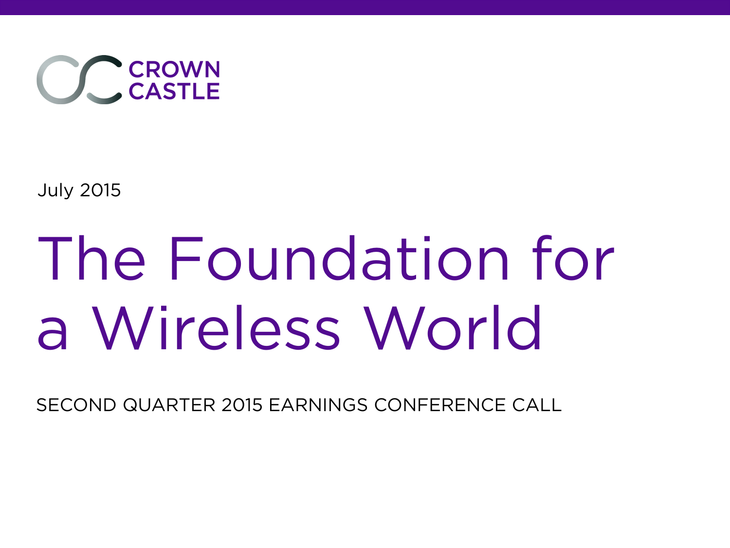CROWN CASTLE

July 2015

# The Foundation for a Wireless World

SECOND QUARTER 2015 EARNINGS CONFERENCE CALL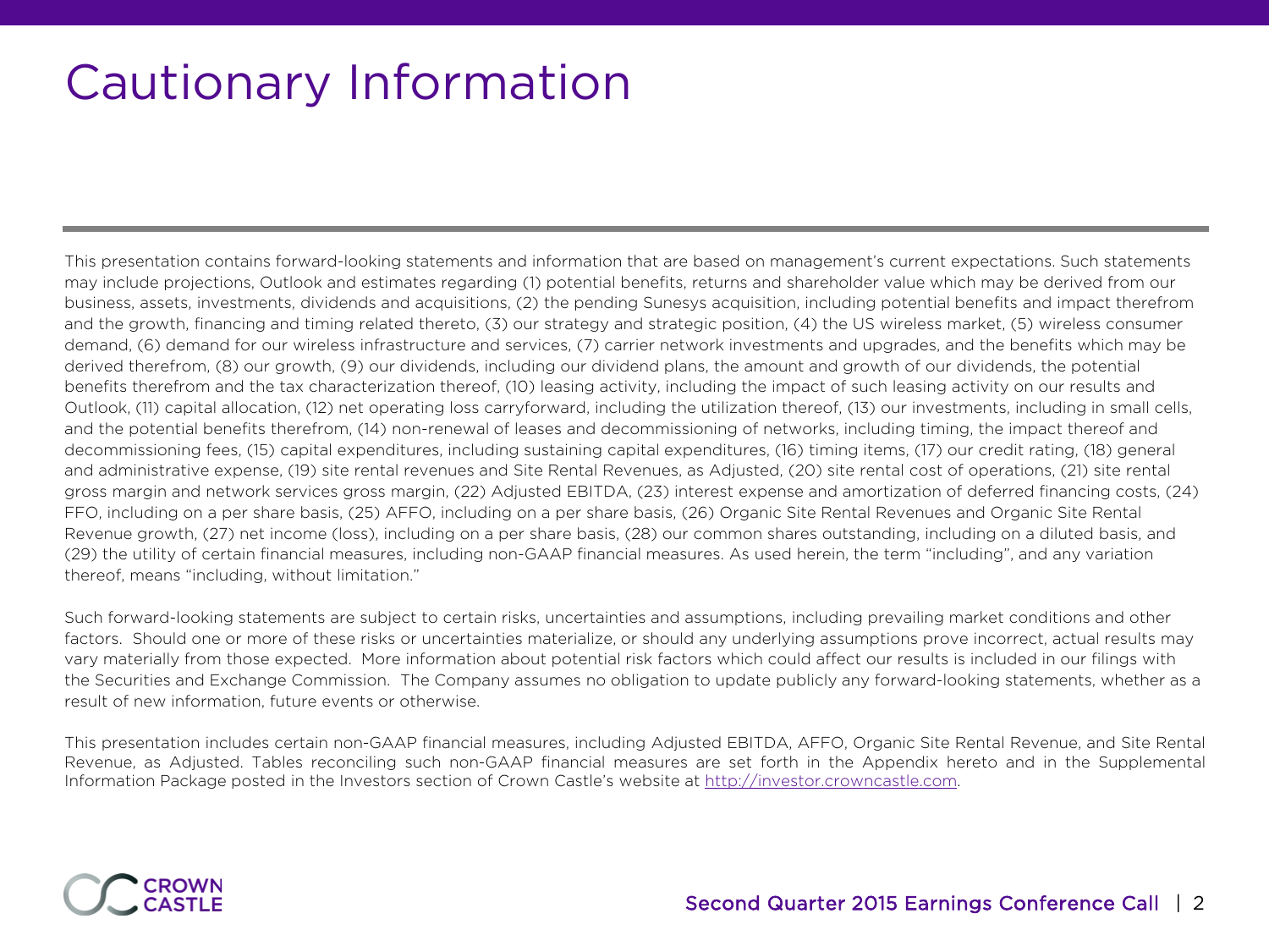# Cautionary Information

This presentation contains forward-looking statements and information that are based on management's current expectations. Such statements may include projections, Outlook and estimates regarding (1) potential benefits, returns and shareholder value which may be derived from our business, assets, investments, dividends and acquisitions, (2) the pending Sunesys acquisition, including potential benefits and impact therefrom and the growth, financing and timing related thereto, (3) our strategy and strategic position, (4) the US wireless market, (5) wireless consumer demand, (6) demand for our wireless infrastructure and services, (7) carrier network investments and upgrades, and the benefits which may be derived therefrom, (8) our growth, (9) our dividends, including our dividend plans, the amount and growth of our dividends, the potential benefits therefrom and the tax characterization thereof, (10) leasing activity, including the impact of such leasing activity on our results and Outlook, (11) capital allocation, (12) net operating loss carryforward, including the utilization thereof, (13) our investments, including in small cells, and the potential benefits therefrom, (14) non-renewal of leases and decommissioning of networks, including timing, the impact thereof and decommissioning fees, (15) capital expenditures, including sustaining capital expenditures, (16) timing items, (17) our credit rating, (18) general and administrative expense, (19) site rental revenues and Site Rental Revenues, as Adjusted, (20) site rental cost of operations, (21) site rental gross margin and network services gross margin, (22) Adjusted EBITDA, (23) interest expense and amortization of deferred financing costs, (24) FFO, including on a per share basis, (25) AFFO, including on a per share basis, (26) Organic Site Rental Revenues and Organic Site Rental Revenue growth, (27) net income (loss), including on a per share basis, (28) our common shares outstanding, including on a diluted basis, and (29) the utility of certain financial measures, including non-GAAP financial measures. As used herein, the term "including", and any variation thereof, means "including, without limitation."

Such forward-looking statements are subject to certain risks, uncertainties and assumptions, including prevailing market conditions and other factors. Should one or more of these risks or uncertainties materialize, or should any underlying assumptions prove incorrect, actual results may vary materially from those expected. More information about potential risk factors which could affect our results is included in our filings with the Securities and Exchange Commission. The Company assumes no obligation to update publicly any forward-looking statements, whether as a result of new information, future events or otherwise.

This presentation includes certain non-GAAP financial measures, including Adjusted EBITDA, AFFO, Organic Site Rental Revenue, and Site Rental Revenue, as Adjusted. Tables reconciling such non-GAAP financial measures are set forth in the Appendix hereto and in the Supplemental Information Package posted in the Investors section of Crown Castle's website at http://investor.crowncastle.com.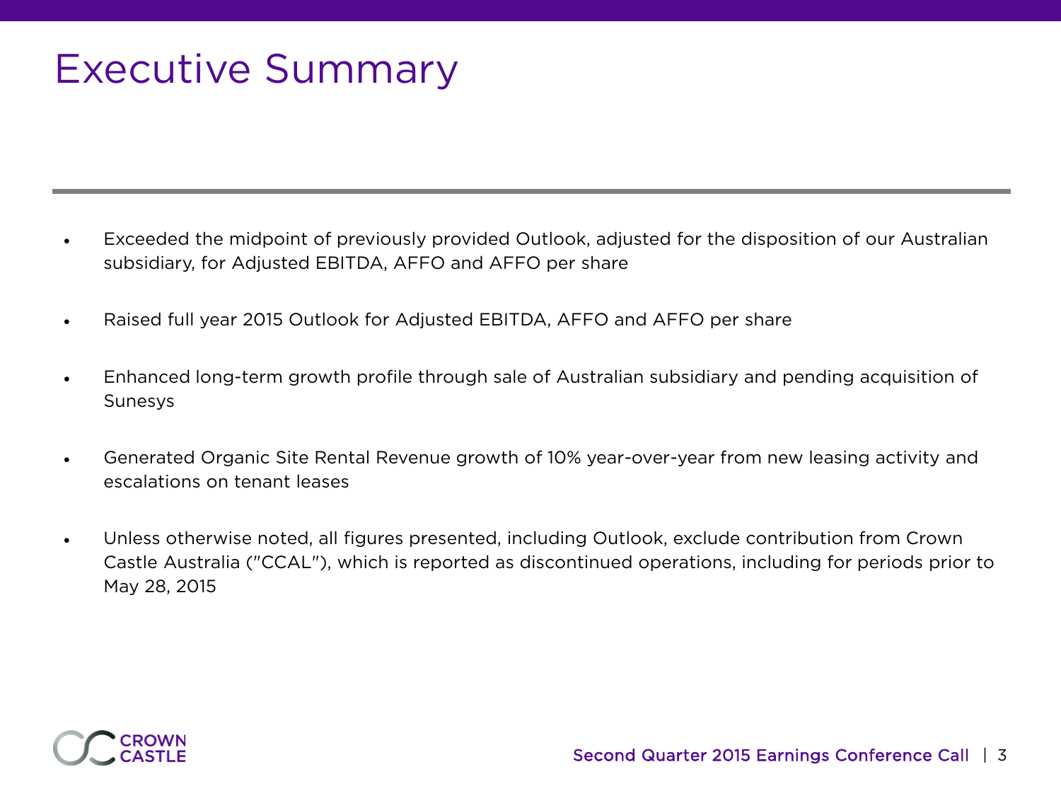# Executive Summary

- Exceeded the midpoint of previously provided Outlook, adjusted for the disposition of our Australian subsidiary, for Adjusted EBITDA, AFFO and AFFO per share

- Raised full year 2015 Outlook for Adjusted EBITDA, AFFO and AFFO per share

- Enhanced long-term growth profile through sale of Australian subsidiary and pending acquisition of Sunesys

- Generated Organic Site Rental Revenue growth of 10% year-over-year from new leasing activity and escalations on tenant leases

- Unless otherwise noted, all figures presented, including Outlook, exclude contribution from Crown Castle Australia ("CCAL"), which is reported as discontinued operations, including for periods prior to May 28, 2015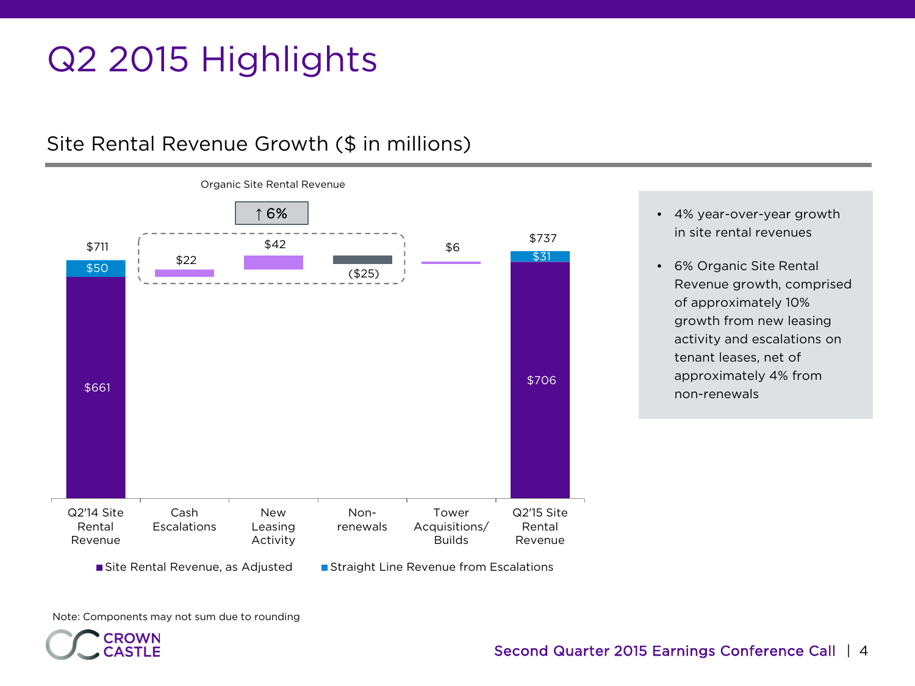# Q2 2015 Highlights

## Site Rental Revenue Growth ($ in millions)

Organic Site Rental Revenue ↑ 6%

| | Q2'14 Site Rental Revenue | Cash Escalations | New Leasing Activity | Non-renewals | Tower Acquisitions/ Builds | Q2'15 Site Rental Revenue |
|---|---|---|---|---|---|---|
| Total | $711 | | | | | $737 |
| Site Rental Revenue, as Adjusted | $661 | | | | | $706 |
| Straight Line Revenue from Escalations | $50 | | | | | $31 |
| Change | | $22 | $42 | ($25) | $6 | |

- 4% year-over-year growth in site rental revenues
- 6% Organic Site Rental Revenue growth, comprised of approximately 10% growth from new leasing activity and escalations on tenant leases, net of approximately 4% from non-renewals

Note: Components may not sum due to rounding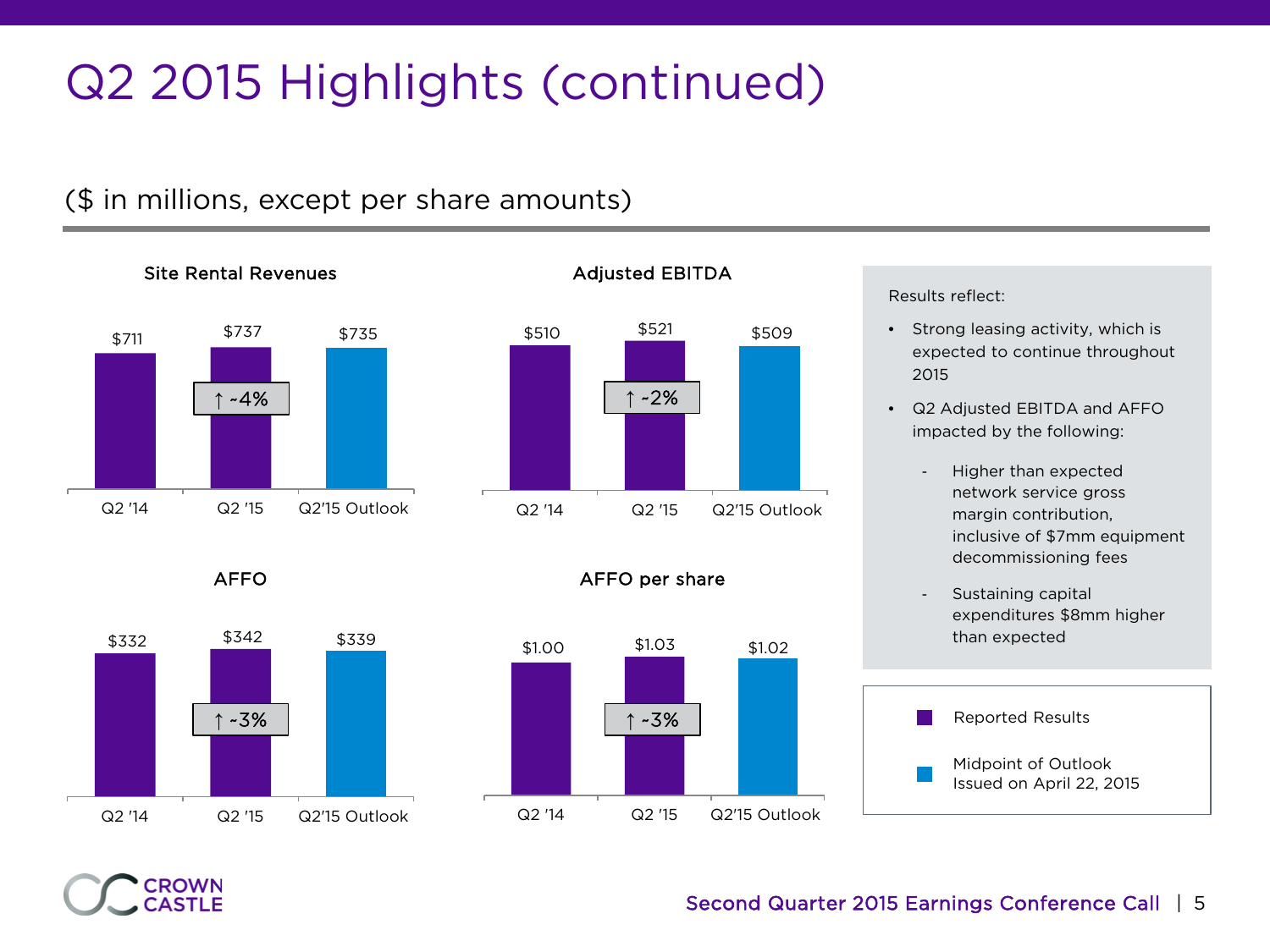# Q2 2015 Highlights (continued)

($ in millions, except per share amounts)

### Site Rental Revenues

| Q2 '14 | Q2 '15 | Q2'15 Outlook |
|---|---|---|
| $711 | $737 (↑ ~4%) | $735 |

### Adjusted EBITDA

| Q2 '14 | Q2 '15 | Q2'15 Outlook |
|---|---|---|
| $510 | $521 (↑ ~2%) | $509 |

### AFFO

| Q2 '14 | Q2 '15 | Q2'15 Outlook |
|---|---|---|
| $332 | $342 (↑ ~3%) | $339 |

### AFFO per share

| Q2 '14 | Q2 '15 | Q2'15 Outlook |
|---|---|---|
| $1.00 | $1.03 (↑ ~3%) | $1.02 |

Results reflect:

- Strong leasing activity, which is expected to continue throughout 2015
- Q2 Adjusted EBITDA and AFFO impacted by the following:
  - Higher than expected network service gross margin contribution, inclusive of $7mm equipment decommissioning fees
  - Sustaining capital expenditures $8mm higher than expected

Legend:
- Reported Results
- Midpoint of Outlook Issued on April 22, 2015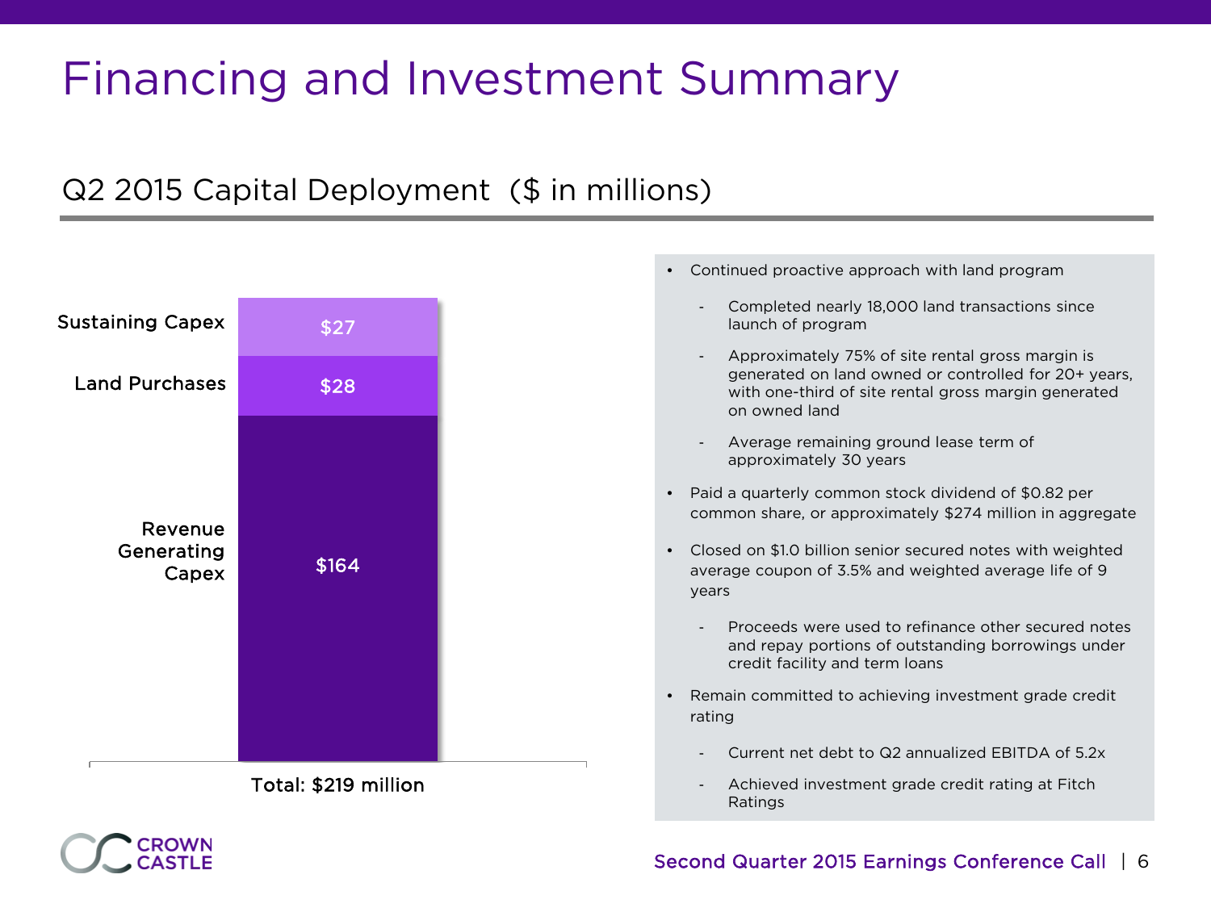# Financing and Investment Summary

## Q2 2015 Capital Deployment ($ in millions)

| Category | Amount |
|---|---|
| Sustaining Capex | $27 |
| Land Purchases | $28 |
| Revenue Generating Capex | $164 |

Total: $219 million

- Continued proactive approach with land program
  - Completed nearly 18,000 land transactions since launch of program
  - Approximately 75% of site rental gross margin is generated on land owned or controlled for 20+ years, with one-third of site rental gross margin generated on owned land
  - Average remaining ground lease term of approximately 30 years
- Paid a quarterly common stock dividend of $0.82 per common share, or approximately $274 million in aggregate
- Closed on $1.0 billion senior secured notes with weighted average coupon of 3.5% and weighted average life of 9 years
  - Proceeds were used to refinance other secured notes and repay portions of outstanding borrowings under credit facility and term loans
- Remain committed to achieving investment grade credit rating
  - Current net debt to Q2 annualized EBITDA of 5.2x
  - Achieved investment grade credit rating at Fitch Ratings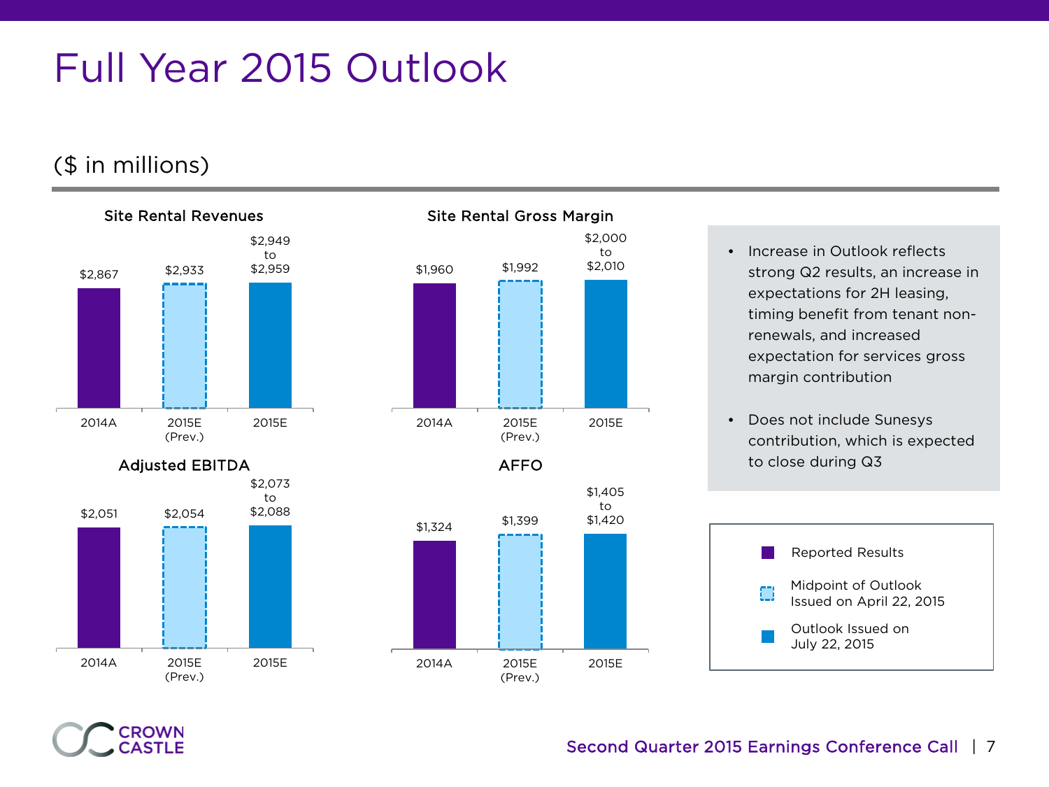# Full Year 2015 Outlook

($ in millions)

### Site Rental Revenues

| 2014A | 2015E (Prev.) | 2015E |
|---|---|---|
| $2,867 | $2,933 | $2,949 to $2,959 |

### Site Rental Gross Margin

| 2014A | 2015E (Prev.) | 2015E |
|---|---|---|
| $1,960 | $1,992 | $2,000 to $2,010 |

### Adjusted EBITDA

| 2014A | 2015E (Prev.) | 2015E |
|---|---|---|
| $2,051 | $2,054 | $2,073 to $2,088 |

### AFFO

| 2014A | 2015E (Prev.) | 2015E |
|---|---|---|
| $1,324 | $1,399 | $1,405 to $1,420 |

- Increase in Outlook reflects strong Q2 results, an increase in expectations for 2H leasing, timing benefit from tenant non-renewals, and increased expectation for services gross margin contribution
- Does not include Sunesys contribution, which is expected to close during Q3

Legend:
- Reported Results
- Midpoint of Outlook Issued on April 22, 2015
- Outlook Issued on July 22, 2015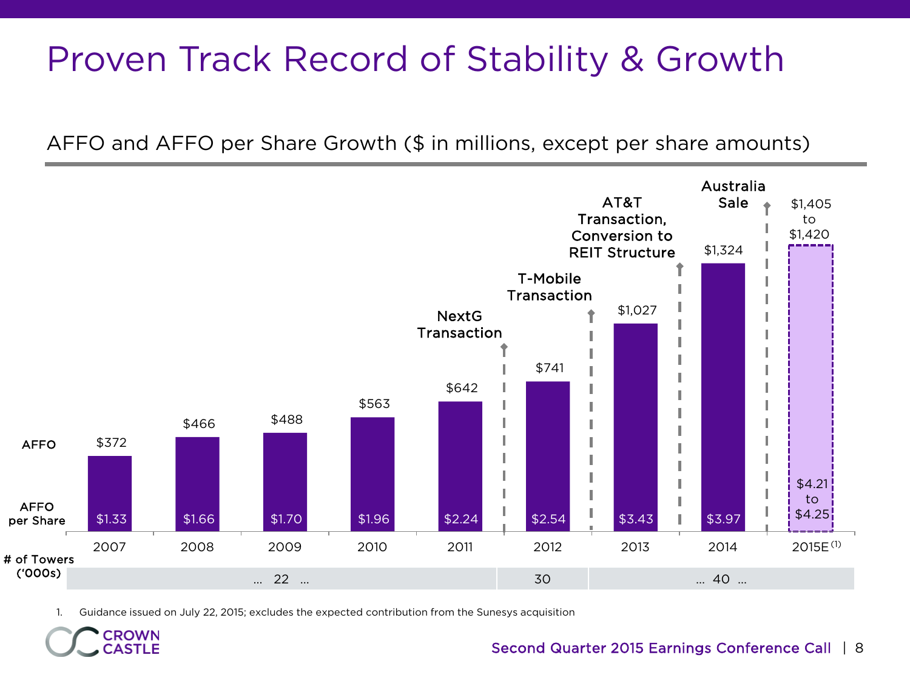# Proven Track Record of Stability & Growth

## AFFO and AFFO per Share Growth ($ in millions, except per share amounts)

| | 2007 | 2008 | 2009 | 2010 | 2011 | 2012 | 2013 | 2014 | 2015E [1] |
|---|---|---|---|---|---|---|---|---|---|
| AFFO | $372 | $466 | $488 | $563 | $642 | $741 | $1,027 | $1,324 | $1,405 to $1,420 |
| AFFO per Share | $1.33 | $1.66 | $1.70 | $1.96 | $2.24 | $2.54 | $3.43 | $3.97 | $4.21 to $4.25 |
| # of Towers ('000s) | … 22 … | | | | | 30 | … 40 … | | |

Transactions marked on chart:
- NextG Transaction (between 2011 and 2012)
- T-Mobile Transaction (between 2012 and 2013)
- AT&T Transaction, Conversion to REIT Structure (between 2013 and 2014)
- Australia Sale (between 2014 and 2015E)

1. Guidance issued on July 22, 2015; excludes the expected contribution from the Sunesys acquisition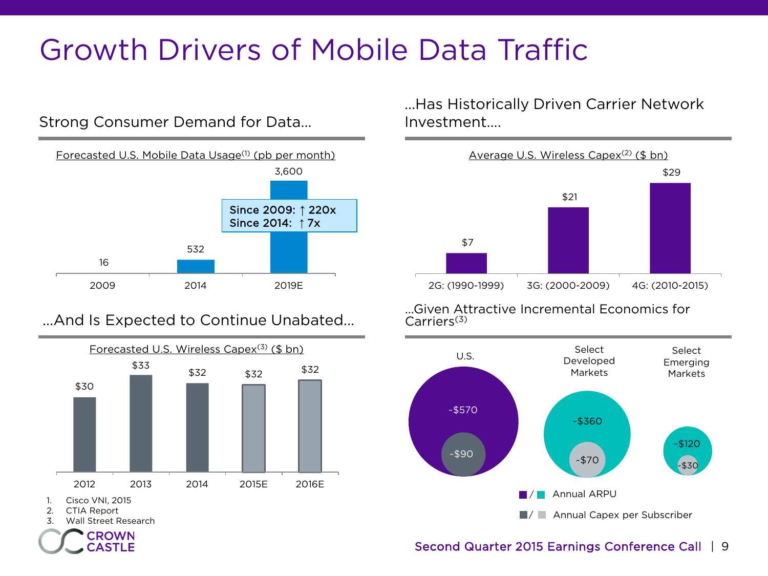# Growth Drivers of Mobile Data Traffic

## Strong Consumer Demand for Data…

Forecasted U.S. Mobile Data Usage[1] (pb per month)

| 2009 | 2014 | 2019E |
|---|---|---|
| 16 | 532 | 3,600 |

Since 2009: ↑ 220x
Since 2014: ↑ 7x

## …Has Historically Driven Carrier Network Investment….

Average U.S. Wireless Capex[2] ($ bn)

| 2G: (1990-1999) | 3G: (2000-2009) | 4G: (2010-2015) |
|---|---|---|
| $7 | $21 | $29 |

## …And Is Expected to Continue Unabated…

Forecasted U.S. Wireless Capex[3] ($ bn)

| 2012 | 2013 | 2014 | 2015E | 2016E |
|---|---|---|---|---|
| $30 | $33 | $32 | $32 | $32 |

## …Given Attractive Incremental Economics for Carriers[3]

| | U.S. | Select Developed Markets | Select Emerging Markets |
|---|---|---|---|
| Annual ARPU | ~$570 | ~$360 | ~$120 |
| Annual Capex per Subscriber | ~$90 | ~$70 | ~$30 |

1. Cisco VNI, 2015
2. CTIA Report
3. Wall Street Research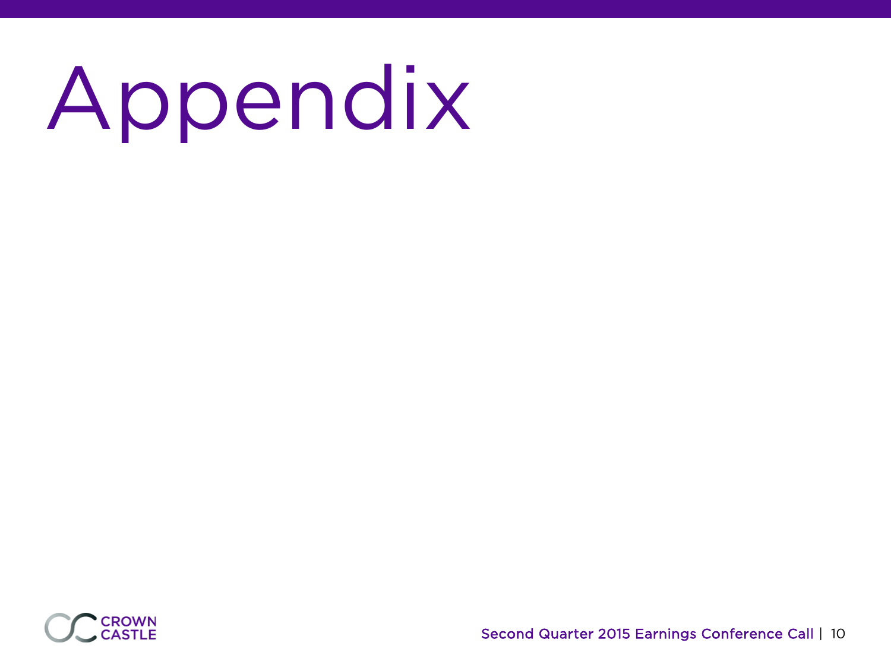# Appendix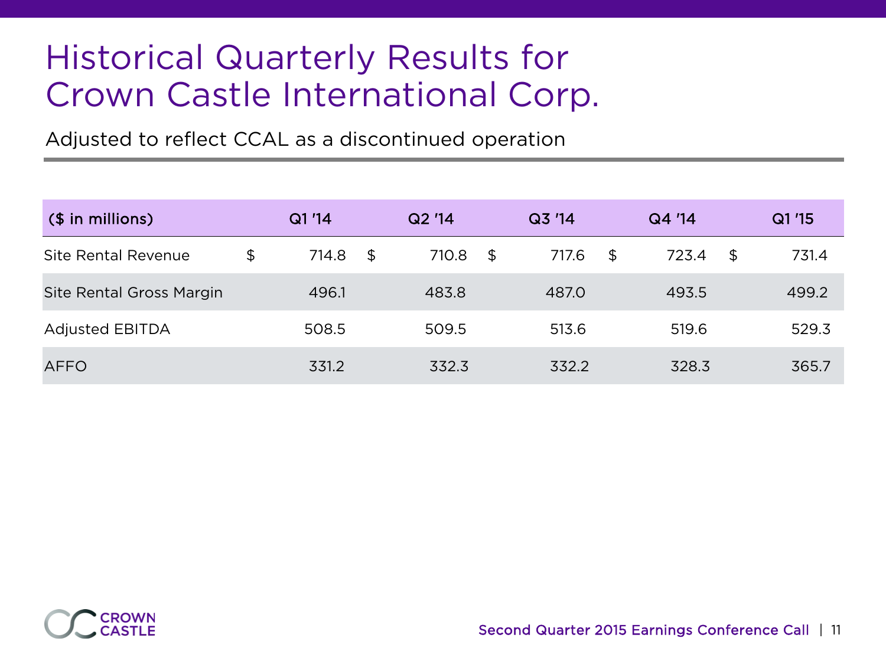# Historical Quarterly Results for Crown Castle International Corp.

Adjusted to reflect CCAL as a discontinued operation

| ($ in millions) | Q1 '14 | Q2 '14 | Q3 '14 | Q4 '14 | Q1 '15 |
|---|---|---|---|---|---|
| Site Rental Revenue | $ 714.8 | $ 710.8 | $ 717.6 | $ 723.4 | $ 731.4 |
| Site Rental Gross Margin | 496.1 | 483.8 | 487.0 | 493.5 | 499.2 |
| Adjusted EBITDA | 508.5 | 509.5 | 513.6 | 519.6 | 529.3 |
| AFFO | 331.2 | 332.3 | 332.2 | 328.3 | 365.7 |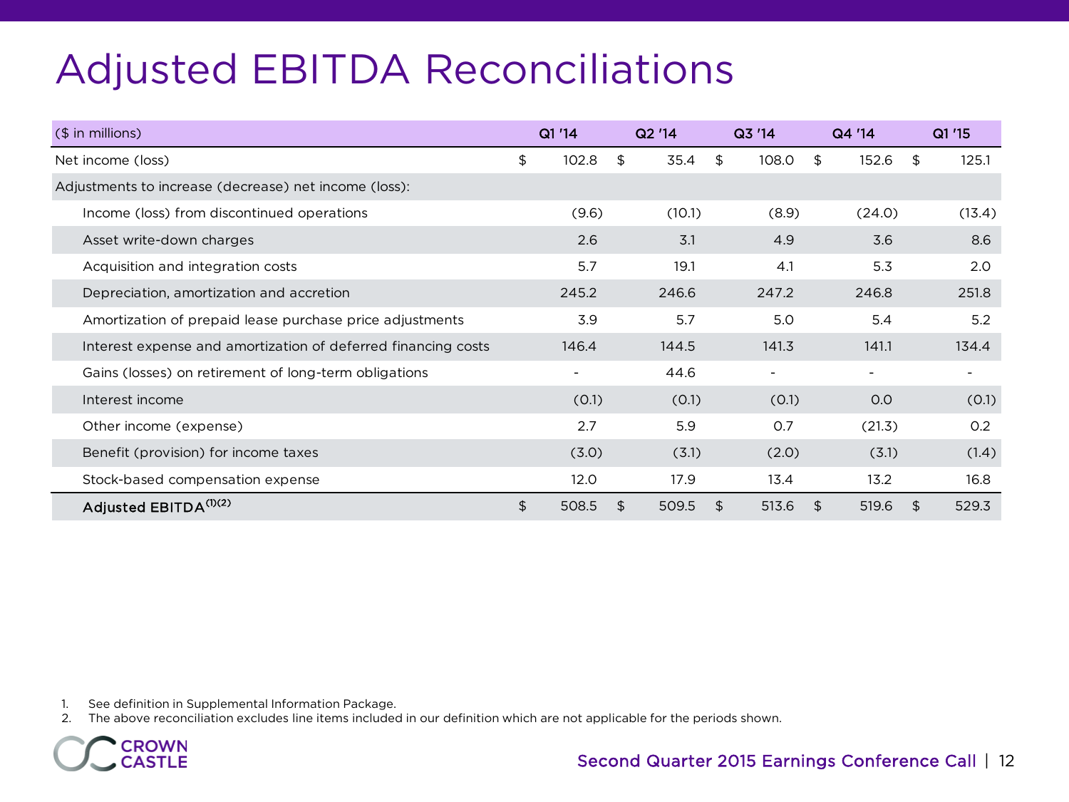# Adjusted EBITDA Reconciliations

| ($ in millions) | Q1 '14 | Q2 '14 | Q3 '14 | Q4 '14 | Q1 '15 |
|---|---|---|---|---|---|
| Net income (loss) | $ 102.8 | $ 35.4 | $ 108.0 | $ 152.6 | $ 125.1 |
| Adjustments to increase (decrease) net income (loss): | | | | | |
| Income (loss) from discontinued operations | (9.6) | (10.1) | (8.9) | (24.0) | (13.4) |
| Asset write-down charges | 2.6 | 3.1 | 4.9 | 3.6 | 8.6 |
| Acquisition and integration costs | 5.7 | 19.1 | 4.1 | 5.3 | 2.0 |
| Depreciation, amortization and accretion | 245.2 | 246.6 | 247.2 | 246.8 | 251.8 |
| Amortization of prepaid lease purchase price adjustments | 3.9 | 5.7 | 5.0 | 5.4 | 5.2 |
| Interest expense and amortization of deferred financing costs | 146.4 | 144.5 | 141.3 | 141.1 | 134.4 |
| Gains (losses) on retirement of long-term obligations | - | 44.6 | - | - | - |
| Interest income | (0.1) | (0.1) | (0.1) | 0.0 | (0.1) |
| Other income (expense) | 2.7 | 5.9 | 0.7 | (21.3) | 0.2 |
| Benefit (provision) for income taxes | (3.0) | (3.1) | (2.0) | (3.1) | (1.4) |
| Stock-based compensation expense | 12.0 | 17.9 | 13.4 | 13.2 | 16.8 |
| Adjusted EBITDA[(1)(2)] | $ 508.5 | $ 509.5 | $ 513.6 | $ 519.6 | $ 529.3 |

1. See definition in Supplemental Information Package.
2. The above reconciliation excludes line items included in our definition which are not applicable for the periods shown.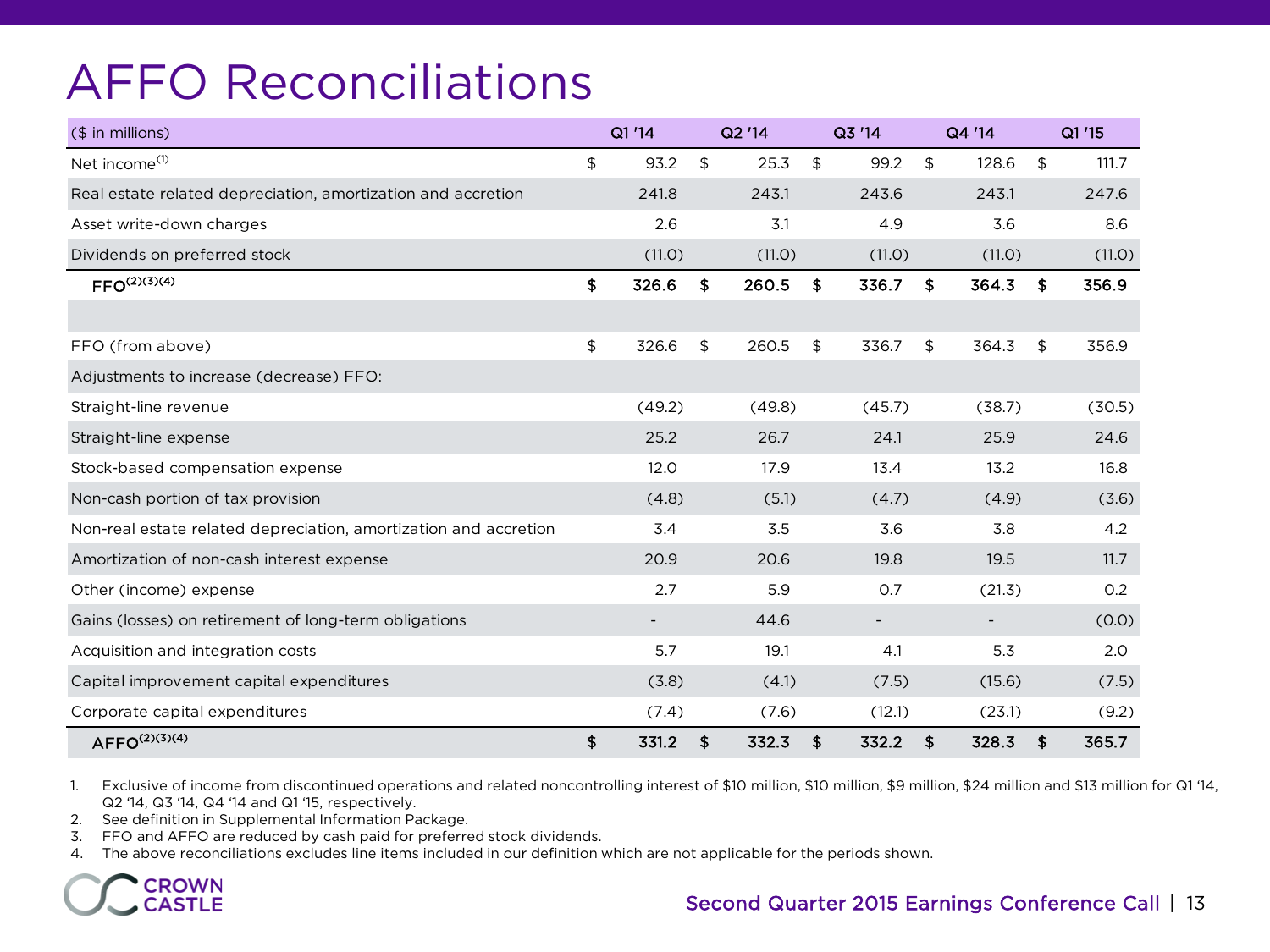# AFFO Reconciliations

| ($ in millions) | Q1 '14 | Q2 '14 | Q3 '14 | Q4 '14 | Q1 '15 |
|---|---|---|---|---|---|
| Net income[1] | $ 93.2 | $ 25.3 | $ 99.2 | $ 128.6 | $ 111.7 |
| Real estate related depreciation, amortization and accretion | 241.8 | 243.1 | 243.6 | 243.1 | 247.6 |
| Asset write-down charges | 2.6 | 3.1 | 4.9 | 3.6 | 8.6 |
| Dividends on preferred stock | (11.0) | (11.0) | (11.0) | (11.0) | (11.0) |
| **FFO[2][3][4]** | **$ 326.6** | **$ 260.5** | **$ 336.7** | **$ 364.3** | **$ 356.9** |
| | | | | | |
| FFO (from above) | $ 326.6 | $ 260.5 | $ 336.7 | $ 364.3 | $ 356.9 |
| Adjustments to increase (decrease) FFO: | | | | | |
| Straight-line revenue | (49.2) | (49.8) | (45.7) | (38.7) | (30.5) |
| Straight-line expense | 25.2 | 26.7 | 24.1 | 25.9 | 24.6 |
| Stock-based compensation expense | 12.0 | 17.9 | 13.4 | 13.2 | 16.8 |
| Non-cash portion of tax provision | (4.8) | (5.1) | (4.7) | (4.9) | (3.6) |
| Non-real estate related depreciation, amortization and accretion | 3.4 | 3.5 | 3.6 | 3.8 | 4.2 |
| Amortization of non-cash interest expense | 20.9 | 20.6 | 19.8 | 19.5 | 11.7 |
| Other (income) expense | 2.7 | 5.9 | 0.7 | (21.3) | 0.2 |
| Gains (losses) on retirement of long-term obligations | - | 44.6 | - | - | (0.0) |
| Acquisition and integration costs | 5.7 | 19.1 | 4.1 | 5.3 | 2.0 |
| Capital improvement capital expenditures | (3.8) | (4.1) | (7.5) | (15.6) | (7.5) |
| Corporate capital expenditures | (7.4) | (7.6) | (12.1) | (23.1) | (9.2) |
| **AFFO[2][3][4]** | **$ 331.2** | **$ 332.3** | **$ 332.2** | **$ 328.3** | **$ 365.7** |

1. Exclusive of income from discontinued operations and related noncontrolling interest of $10 million, $10 million, $9 million, $24 million and $13 million for Q1 '14, Q2 '14, Q3 '14, Q4 '14 and Q1 '15, respectively.
2. See definition in Supplemental Information Package.
3. FFO and AFFO are reduced by cash paid for preferred stock dividends.
4. The above reconciliations excludes line items included in our definition which are not applicable for the periods shown.